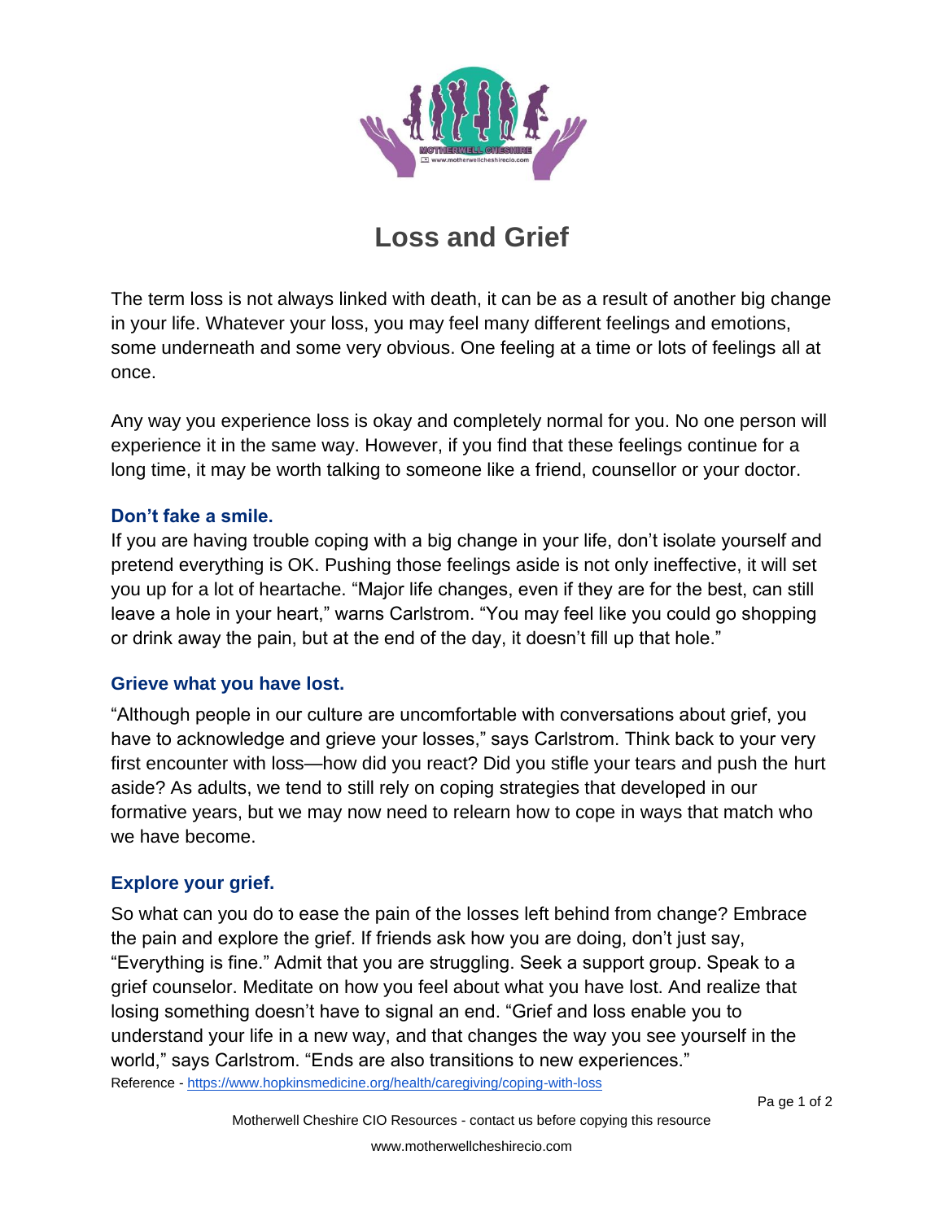# Loss and Grief

The term loss is not always linked with death, it can be as a result of another big change in your life. Whatever your loss, you may feel many different feelings and emotions, some underneath and some very obvious. One feeling at a time or lots of feelings all at once.

Any way you experience loss is okay and completely normal for you. No one person will experience it in the same way. However, if you find that these feelings continue for a long time, it may be worth talking to someone like a friend, counsellor or your doctor.

### Don't fake a smile.

If you are having trouble coping with a big change in your life, don't isolate yourself and pretend everything is OK. Pushing those feelings aside is not only ineffective, it will set you up for a lot of heartache. "Major life changes, even if they are for the best, can still leave a hole in your heart," warns Carlstrom. "You may feel like you could go shopping or drink away the pain, but at the end of the day, it doesn't fill up that hole."

### Grieve what you have lost.

"Although people in our culture are uncomfortable with conversations about grief, you have to acknowledge and grieve your losses," says Carlstrom. Think back to your very first encounter with loss—how did you react? Did you stifle your tears and push the hurt aside? As adults, we tend to still rely on coping strategies that developed in our formative years, but we may now need to relearn how to cope in ways that match who we have become.

### Explore your grief.

So what can you do to ease the pain of the losses left behind from change? Embrace the pain and explore the grief. If friends ask how you are doing, don't just say, "Everything is fine." Admit that you are struggling. Seek a support group. Speak to a grief counselor. Meditate on how you feel about what you have lost. And realize that losing something doesn't have to signal an end. "Grief and loss enable you to understand your life in a new way, and that changes the way you see yourself in the world," says Carlstrom. "Ends are also transitions to new experiences."

Reference - https://www.hopkinsmedicine.org/health/caregiving/coping-with-loss

Motherwell Cheshire CIO Resources - contact us before copying this resource

www.motherwellcheshirecio.com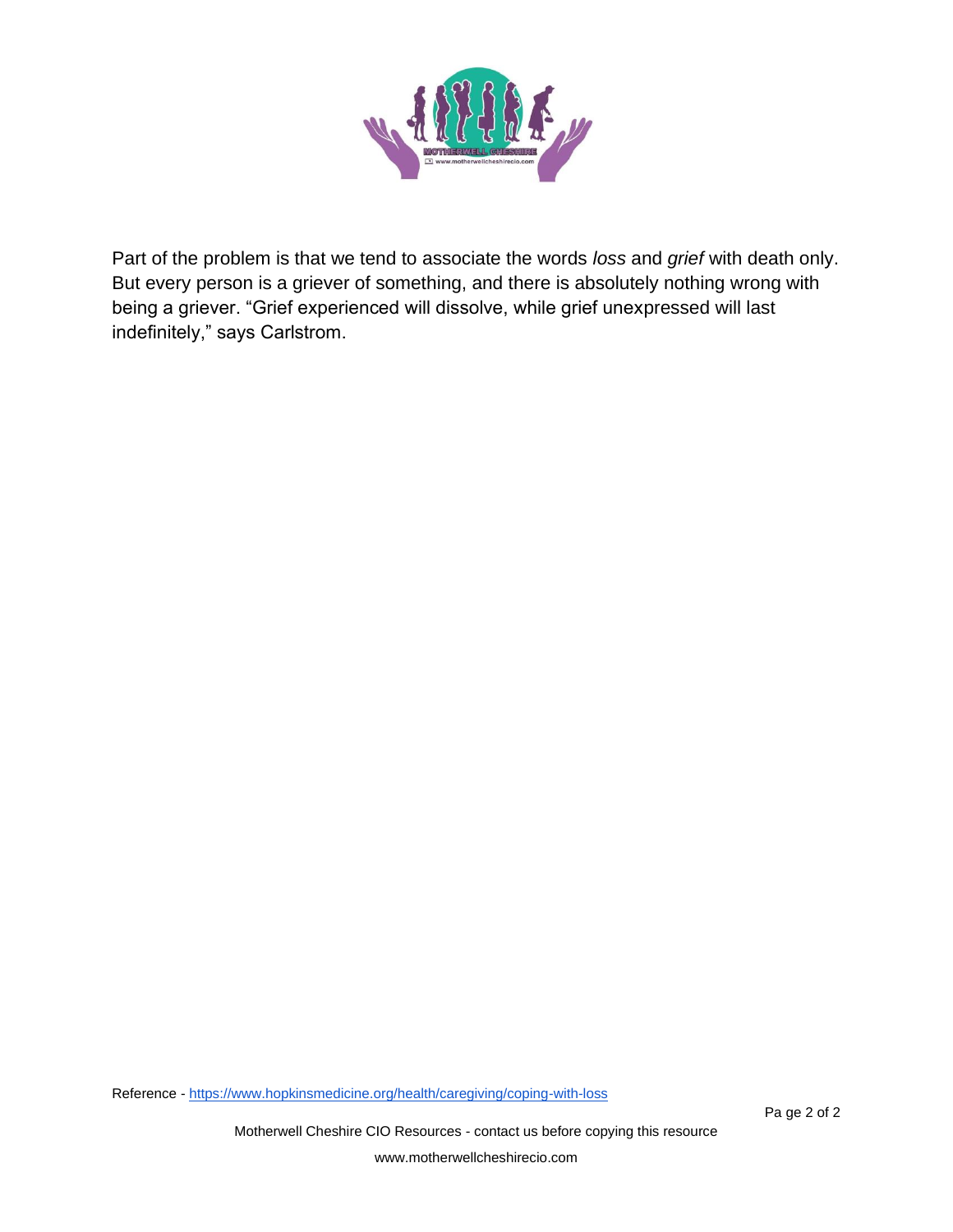Part of the problem is that we tend to associate the words *loss* and *grief* with death only. But every person is a griever of something, and there is absolutely nothing wrong with being a griever. “Grief experienced will dissolve, while grief unexpressed will last indefinitely,” says Carlstrom.

Reference - https://www.hopkinsmedicine.org/health/caregiving/coping-with-loss